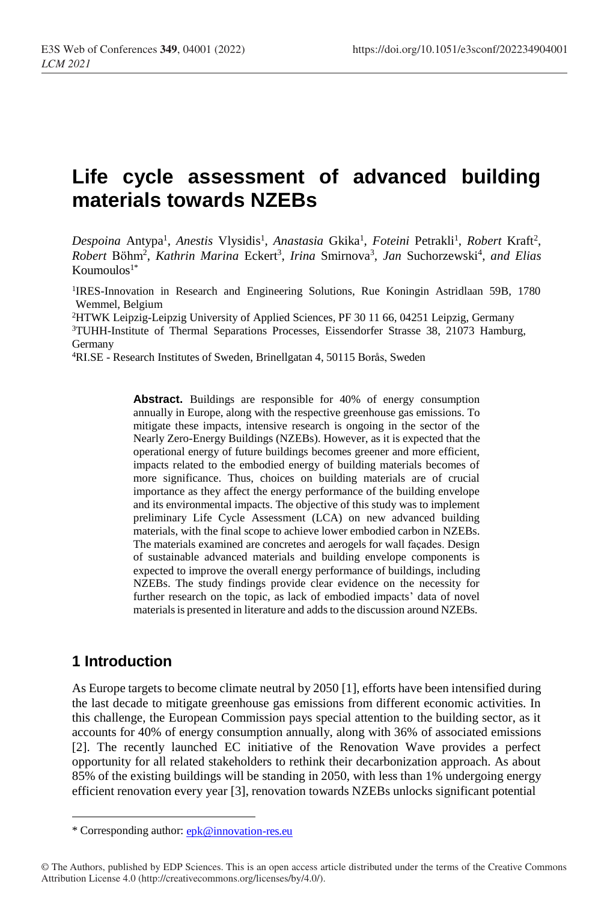# Life cycle assessment of advanced building materials towards NZEBs

*Despoina* Antypa[1], *Anestis* Vlysidis[1], *Anastasia* Gkika[1], *Foteini* Petrakli[1], *Robert* Kraft[2], *Robert* Böhm[2], *Kathrin Marina* Eckert[3], *Irina* Smirnova[3], *Jan* Suchorzewski[4], *and Elias* Koumoulos[1*]

[1]IRES-Innovation in Research and Engineering Solutions, Rue Koningin Astridlaan 59B, 1780 Wemmel, Belgium

[2]HTWK Leipzig-Leipzig University of Applied Sciences, PF 30 11 66, 04251 Leipzig, Germany

[3]TUHH-Institute of Thermal Separations Processes, Eissendorfer Strasse 38, 21073 Hamburg, Germany

[4]RI.SE - Research Institutes of Sweden, Brinellgatan 4, 50115 Borås, Sweden

**Abstract.** Buildings are responsible for 40% of energy consumption annually in Europe, along with the respective greenhouse gas emissions. To mitigate these impacts, intensive research is ongoing in the sector of the Nearly Zero-Energy Buildings (NZEBs). However, as it is expected that the operational energy of future buildings becomes greener and more efficient, impacts related to the embodied energy of building materials becomes of more significance. Thus, choices on building materials are of crucial importance as they affect the energy performance of the building envelope and its environmental impacts. The objective of this study was to implement preliminary Life Cycle Assessment (LCA) on new advanced building materials, with the final scope to achieve lower embodied carbon in NZEBs. The materials examined are concretes and aerogels for wall façades. Design of sustainable advanced materials and building envelope components is expected to improve the overall energy performance of buildings, including NZEBs. The study findings provide clear evidence on the necessity for further research on the topic, as lack of embodied impacts' data of novel materials is presented in literature and adds to the discussion around NZEBs.

## 1 Introduction

As Europe targets to become climate neutral by 2050 [1], efforts have been intensified during the last decade to mitigate greenhouse gas emissions from different economic activities. In this challenge, the European Commission pays special attention to the building sector, as it accounts for 40% of energy consumption annually, along with 36% of associated emissions [2]. The recently launched EC initiative of the Renovation Wave provides a perfect opportunity for all related stakeholders to rethink their decarbonization approach. As about 85% of the existing buildings will be standing in 2050, with less than 1% undergoing energy efficient renovation every year [3], renovation towards NZEBs unlocks significant potential

\* Corresponding author: epk@innovation-res.eu

© The Authors, published by EDP Sciences. This is an open access article distributed under the terms of the Creative Commons Attribution License 4.0 (http://creativecommons.org/licenses/by/4.0/).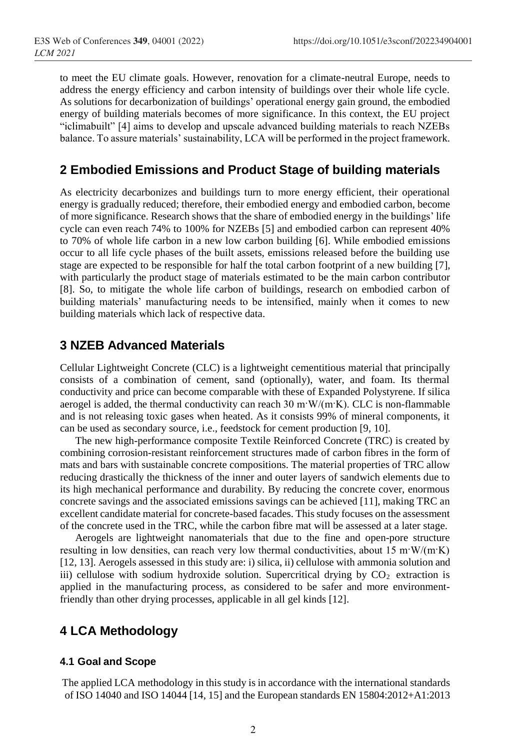to meet the EU climate goals. However, renovation for a climate-neutral Europe, needs to address the energy efficiency and carbon intensity of buildings over their whole life cycle. As solutions for decarbonization of buildings' operational energy gain ground, the embodied energy of building materials becomes of more significance. In this context, the EU project "iclimabuilt" [4] aims to develop and upscale advanced building materials to reach NZEBs balance. To assure materials' sustainability, LCA will be performed in the project framework.

## 2 Embodied Emissions and Product Stage of building materials

As electricity decarbonizes and buildings turn to more energy efficient, their operational energy is gradually reduced; therefore, their embodied energy and embodied carbon, become of more significance. Research shows that the share of embodied energy in the buildings' life cycle can even reach 74% to 100% for NZEBs [5] and embodied carbon can represent 40% to 70% of whole life carbon in a new low carbon building [6]. While embodied emissions occur to all life cycle phases of the built assets, emissions released before the building use stage are expected to be responsible for half the total carbon footprint of a new building [7], with particularly the product stage of materials estimated to be the main carbon contributor [8]. So, to mitigate the whole life carbon of buildings, research on embodied carbon of building materials' manufacturing needs to be intensified, mainly when it comes to new building materials which lack of respective data.

## 3 NZEB Advanced Materials

Cellular Lightweight Concrete (CLC) is a lightweight cementitious material that principally consists of a combination of cement, sand (optionally), water, and foam. Its thermal conductivity and price can become comparable with these of Expanded Polystyrene. If silica aerogel is added, the thermal conductivity can reach 30 m·W/(m·K). CLC is non-flammable and is not releasing toxic gases when heated. As it consists 99% of mineral components, it can be used as secondary source, i.e., feedstock for cement production [9, 10].

The new high-performance composite Textile Reinforced Concrete (TRC) is created by combining corrosion-resistant reinforcement structures made of carbon fibres in the form of mats and bars with sustainable concrete compositions. The material properties of TRC allow reducing drastically the thickness of the inner and outer layers of sandwich elements due to its high mechanical performance and durability. By reducing the concrete cover, enormous concrete savings and the associated emissions savings can be achieved [11], making TRC an excellent candidate material for concrete-based facades. This study focuses on the assessment of the concrete used in the TRC, while the carbon fibre mat will be assessed at a later stage.

Aerogels are lightweight nanomaterials that due to the fine and open-pore structure resulting in low densities, can reach very low thermal conductivities, about 15 m·W/(m·K) [12, 13]. Aerogels assessed in this study are: i) silica, ii) cellulose with ammonia solution and iii) cellulose with sodium hydroxide solution. Supercritical drying by $CO_2$ extraction is applied in the manufacturing process, as considered to be safer and more environment-friendly than other drying processes, applicable in all gel kinds [12].

## 4 LCA Methodology

### 4.1 Goal and Scope

The applied LCA methodology in this study is in accordance with the international standards of ISO 14040 and ISO 14044 [14, 15] and the European standards EN 15804:2012+A1:2013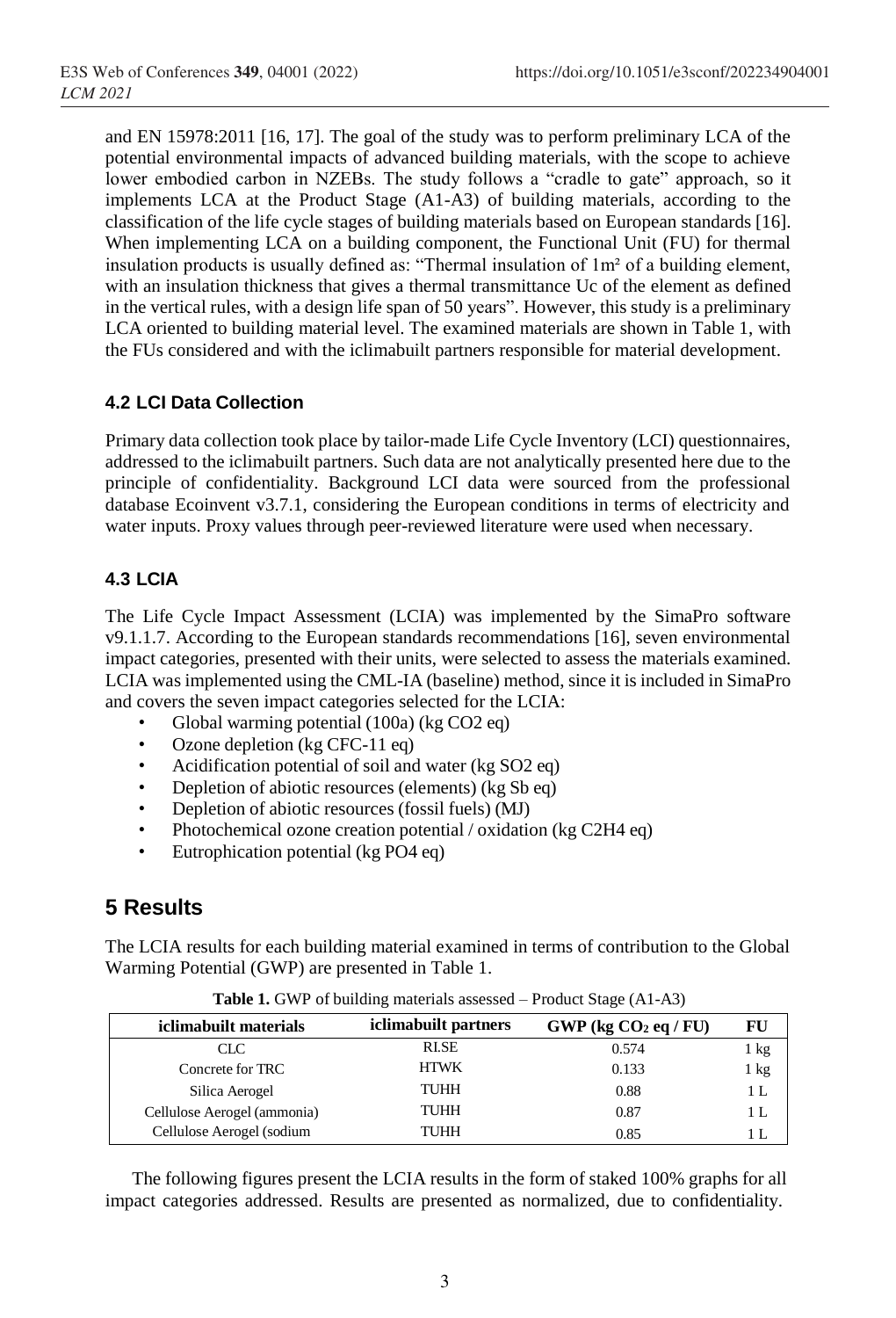and EN 15978:2011 [16, 17]. The goal of the study was to perform preliminary LCA of the potential environmental impacts of advanced building materials, with the scope to achieve lower embodied carbon in NZEBs. The study follows a "cradle to gate" approach, so it implements LCA at the Product Stage (A1-A3) of building materials, according to the classification of the life cycle stages of building materials based on European standards [16]. When implementing LCA on a building component, the Functional Unit (FU) for thermal insulation products is usually defined as: "Thermal insulation of 1m² of a building element, with an insulation thickness that gives a thermal transmittance Uc of the element as defined in the vertical rules, with a design life span of 50 years". However, this study is a preliminary LCA oriented to building material level. The examined materials are shown in Table 1, with the FUs considered and with the iclimabuilt partners responsible for material development.

### 4.2 LCI Data Collection

Primary data collection took place by tailor-made Life Cycle Inventory (LCI) questionnaires, addressed to the iclimabuilt partners. Such data are not analytically presented here due to the principle of confidentiality. Background LCI data were sourced from the professional database Ecoinvent v3.7.1, considering the European conditions in terms of electricity and water inputs. Proxy values through peer-reviewed literature were used when necessary.

### 4.3 LCIA

The Life Cycle Impact Assessment (LCIA) was implemented by the SimaPro software v9.1.1.7. According to the European standards recommendations [16], seven environmental impact categories, presented with their units, were selected to assess the materials examined. LCIA was implemented using the CML-IA (baseline) method, since it is included in SimaPro and covers the seven impact categories selected for the LCIA:

- Global warming potential (100a) (kg CO2 eq)
- Ozone depletion (kg CFC-11 eq)
- Acidification potential of soil and water (kg SO2 eq)
- Depletion of abiotic resources (elements) (kg Sb eq)
- Depletion of abiotic resources (fossil fuels) (MJ)
- Photochemical ozone creation potential / oxidation (kg C2H4 eq)
- Eutrophication potential (kg PO4 eq)

## 5 Results

The LCIA results for each building material examined in terms of contribution to the Global Warming Potential (GWP) are presented in Table 1.

**Table 1.** GWP of building materials assessed – Product Stage (A1-A3)

| iclimabuilt materials | iclimabuilt partners | GWP (kg $CO_2$ eq / FU) | FU |
|---|---|---|---|
| CLC | RI.SE | 0.574 | 1 kg |
| Concrete for TRC | HTWK | 0.133 | 1 kg |
| Silica Aerogel | TUHH | 0.88 | 1 L |
| Cellulose Aerogel (ammonia) | TUHH | 0.87 | 1 L |
| Cellulose Aerogel (sodium | TUHH | 0.85 | 1 L |

The following figures present the LCIA results in the form of staked 100% graphs for all impact categories addressed. Results are presented as normalized, due to confidentiality.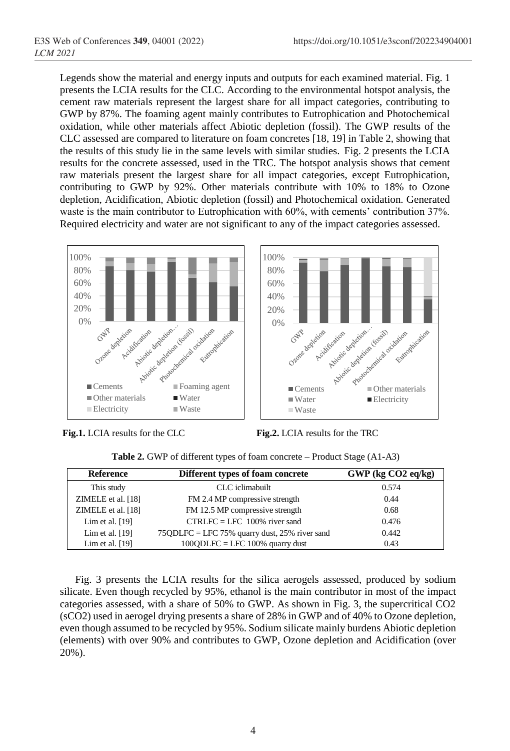Legends show the material and energy inputs and outputs for each examined material. Fig. 1 presents the LCIA results for the CLC. According to the environmental hotspot analysis, the cement raw materials represent the largest share for all impact categories, contributing to GWP by 87%. The foaming agent mainly contributes to Eutrophication and Photochemical oxidation, while other materials affect Abiotic depletion (fossil). The GWP results of the CLC assessed are compared to literature on foam concretes [18, 19] in Table 2, showing that the results of this study lie in the same levels with similar studies. Fig. 2 presents the LCIA results for the concrete assessed, used in the TRC. The hotspot analysis shows that cement raw materials present the largest share for all impact categories, except Eutrophication, contributing to GWP by 92%. Other materials contribute with 10% to 18% to Ozone depletion, Acidification, Abiotic depletion (fossil) and Photochemical oxidation. Generated waste is the main contributor to Eutrophication with 60%, with cements' contribution 37%. Required electricity and water are not significant to any of the impact categories assessed.

**Fig.1.** LCIA results for the CLC

**Fig.2.** LCIA results for the TRC

**Table 2.** GWP of different types of foam concrete – Product Stage (A1-A3)

| Reference | Different types of foam concrete | GWP (kg CO2 eq/kg) |
|---|---|---|
| This study | CLC iclimabuilt | 0.574 |
| ZIMELE et al. [18] | FM 2.4 MP compressive strength | 0.44 |
| ZIMELE et al. [18] | FM 12.5 MP compressive strength | 0.68 |
| Lim et al. [19] | CTRLFC = LFC 100% river sand | 0.476 |
| Lim et al. [19] | 75QDLFC = LFC 75% quarry dust, 25% river sand | 0.442 |
| Lim et al. [19] | 100QDLFC = LFC 100% quarry dust | 0.43 |

Fig. 3 presents the LCIA results for the silica aerogels assessed, produced by sodium silicate. Even though recycled by 95%, ethanol is the main contributor in most of the impact categories assessed, with a share of 50% to GWP. As shown in Fig. 3, the supercritical $CO_2$ ($sCO_2$) used in aerogel drying presents a share of 28% in GWP and of 40% to Ozone depletion, even though assumed to be recycled by 95%. Sodium silicate mainly burdens Abiotic depletion (elements) with over 90% and contributes to GWP, Ozone depletion and Acidification (over 20%).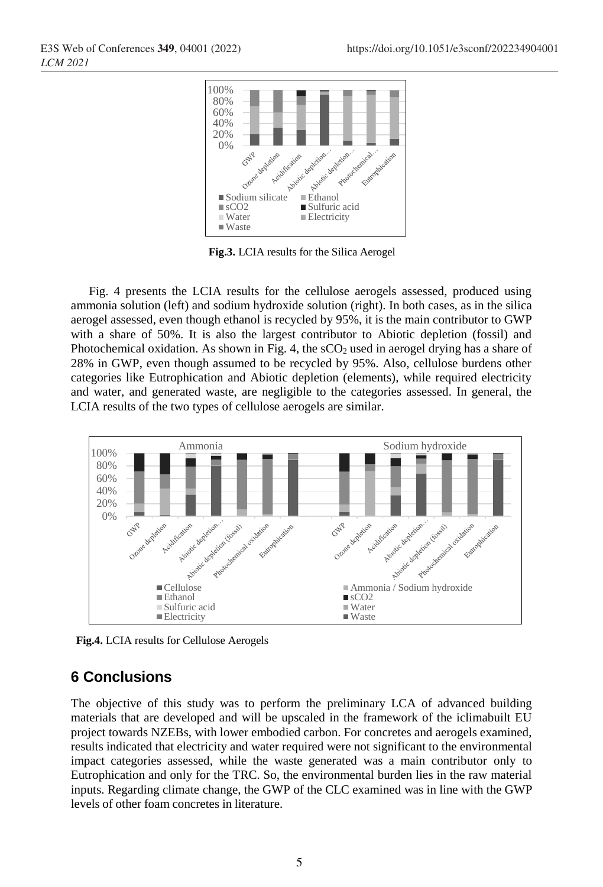**Fig.3.** LCIA results for the Silica Aerogel

Fig. 4 presents the LCIA results for the cellulose aerogels assessed, produced using ammonia solution (left) and sodium hydroxide solution (right). In both cases, as in the silica aerogel assessed, even though ethanol is recycled by 95%, it is the main contributor to GWP with a share of 50%. It is also the largest contributor to Abiotic depletion (fossil) and Photochemical oxidation. As shown in Fig. 4, the $sCO_2$ used in aerogel drying has a share of 28% in GWP, even though assumed to be recycled by 95%. Also, cellulose burdens other categories like Eutrophication and Abiotic depletion (elements), while required electricity and water, and generated waste, are negligible to the categories assessed. In general, the LCIA results of the two types of cellulose aerogels are similar.

**Fig.4.** LCIA results for Cellulose Aerogels

## 6 Conclusions

The objective of this study was to perform the preliminary LCA of advanced building materials that are developed and will be upscaled in the framework of the iclimabuilt EU project towards NZEBs, with lower embodied carbon. For concretes and aerogels examined, results indicated that electricity and water required were not significant to the environmental impact categories assessed, while the waste generated was a main contributor only to Eutrophication and only for the TRC. So, the environmental burden lies in the raw material inputs. Regarding climate change, the GWP of the CLC examined was in line with the GWP levels of other foam concretes in literature.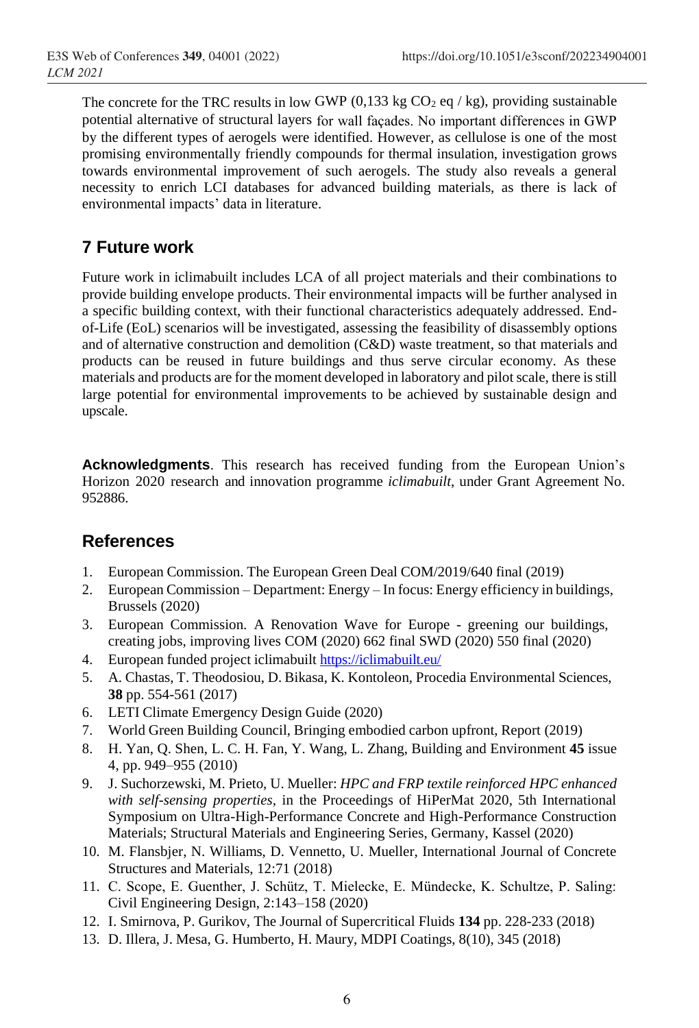The concrete for the TRC results in low GWP (0,133 kg $CO_2$ eq / kg), providing sustainable potential alternative of structural layers for wall façades. No important differences in GWP by the different types of aerogels were identified. However, as cellulose is one of the most promising environmentally friendly compounds for thermal insulation, investigation grows towards environmental improvement of such aerogels. The study also reveals a general necessity to enrich LCI databases for advanced building materials, as there is lack of environmental impacts' data in literature.

## 7 Future work

Future work in iclimabuilt includes LCA of all project materials and their combinations to provide building envelope products. Their environmental impacts will be further analysed in a specific building context, with their functional characteristics adequately addressed. End-of-Life (EoL) scenarios will be investigated, assessing the feasibility of disassembly options and of alternative construction and demolition (C&D) waste treatment, so that materials and products can be reused in future buildings and thus serve circular economy. As these materials and products are for the moment developed in laboratory and pilot scale, there is still large potential for environmental improvements to be achieved by sustainable design and upscale.

**Acknowledgments**. This research has received funding from the European Union's Horizon 2020 research and innovation programme *iclimabuilt*, under Grant Agreement No. 952886.

## References

1. European Commission. The European Green Deal COM/2019/640 final (2019)
2. European Commission – Department: Energy – In focus: Energy efficiency in buildings, Brussels (2020)
3. European Commission. A Renovation Wave for Europe - greening our buildings, creating jobs, improving lives COM (2020) 662 final SWD (2020) 550 final (2020)
4. European funded project iclimabuilt https://iclimabuilt.eu/
5. A. Chastas, T. Theodosiou, D. Bikasa, K. Kontoleon, Procedia Environmental Sciences, **38** pp. 554-561 (2017)
6. LETI Climate Emergency Design Guide (2020)
7. World Green Building Council, Bringing embodied carbon upfront, Report (2019)
8. H. Yan, Q. Shen, L. C. H. Fan, Y. Wang, L. Zhang, Building and Environment **45** issue 4, pp. 949–955 (2010)
9. J. Suchorzewski, M. Prieto, U. Mueller: *HPC and FRP textile reinforced HPC enhanced with self-sensing properties*, in the Proceedings of HiPerMat 2020, 5th International Symposium on Ultra-High-Performance Concrete and High-Performance Construction Materials; Structural Materials and Engineering Series, Germany, Kassel (2020)
10. M. Flansbjer, N. Williams, D. Vennetto, U. Mueller, International Journal of Concrete Structures and Materials, 12:71 (2018)
11. C. Scope, E. Guenther, J. Schütz, T. Mielecke, E. Mündecke, K. Schultze, P. Saling: Civil Engineering Design, 2:143–158 (2020)
12. I. Smirnova, P. Gurikov, The Journal of Supercritical Fluids **134** pp. 228-233 (2018)
13. D. Illera, J. Mesa, G. Humberto, H. Maury, MDPI Coatings, 8(10), 345 (2018)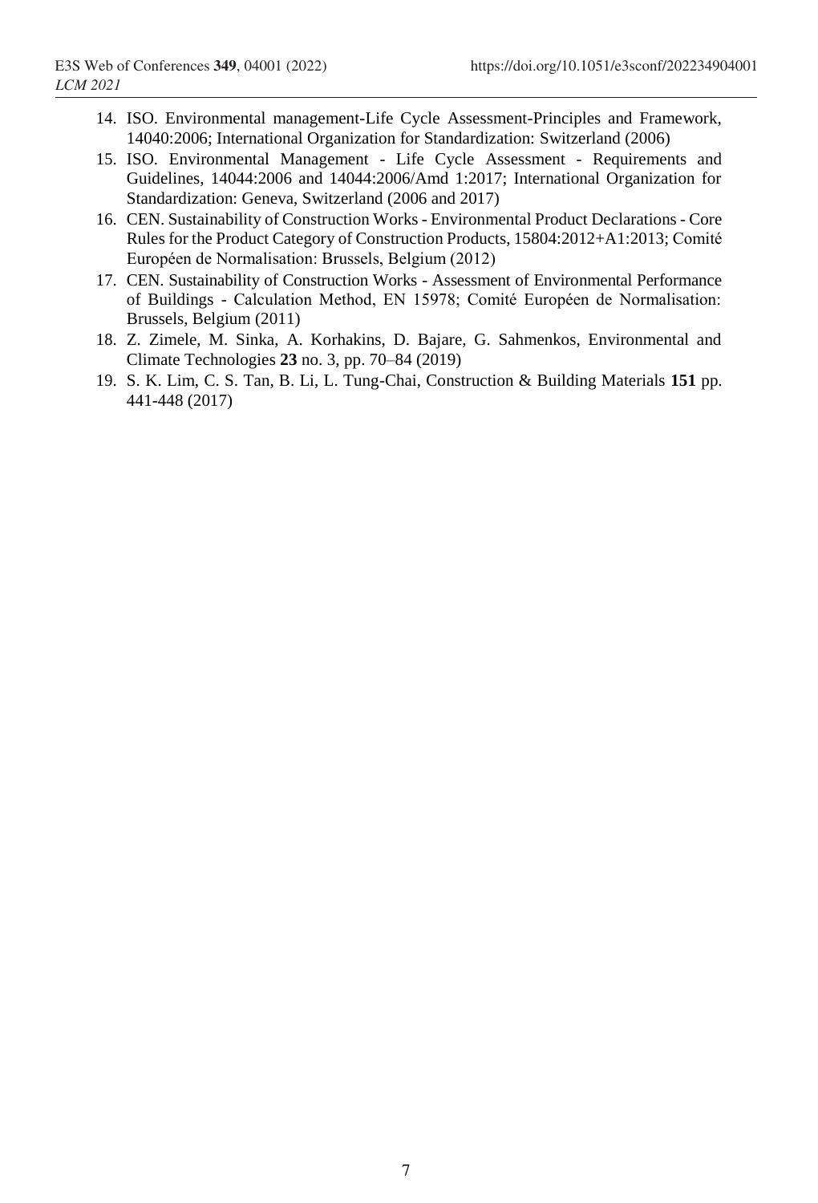14. ISO. Environmental management-Life Cycle Assessment-Principles and Framework, 14040:2006; International Organization for Standardization: Switzerland (2006)
15. ISO. Environmental Management - Life Cycle Assessment - Requirements and Guidelines, 14044:2006 and 14044:2006/Amd 1:2017; International Organization for Standardization: Geneva, Switzerland (2006 and 2017)
16. CEN. Sustainability of Construction Works - Environmental Product Declarations - Core Rules for the Product Category of Construction Products, 15804:2012+A1:2013; Comité Européen de Normalisation: Brussels, Belgium (2012)
17. CEN. Sustainability of Construction Works - Assessment of Environmental Performance of Buildings - Calculation Method, EN 15978; Comité Européen de Normalisation: Brussels, Belgium (2011)
18. Z. Zimele, M. Sinka, A. Korhakins, D. Bajare, G. Sahmenkos, Environmental and Climate Technologies **23** no. 3, pp. 70–84 (2019)
19. S. K. Lim, C. S. Tan, B. Li, L. Tung-Chai, Construction & Building Materials **151** pp. 441-448 (2017)